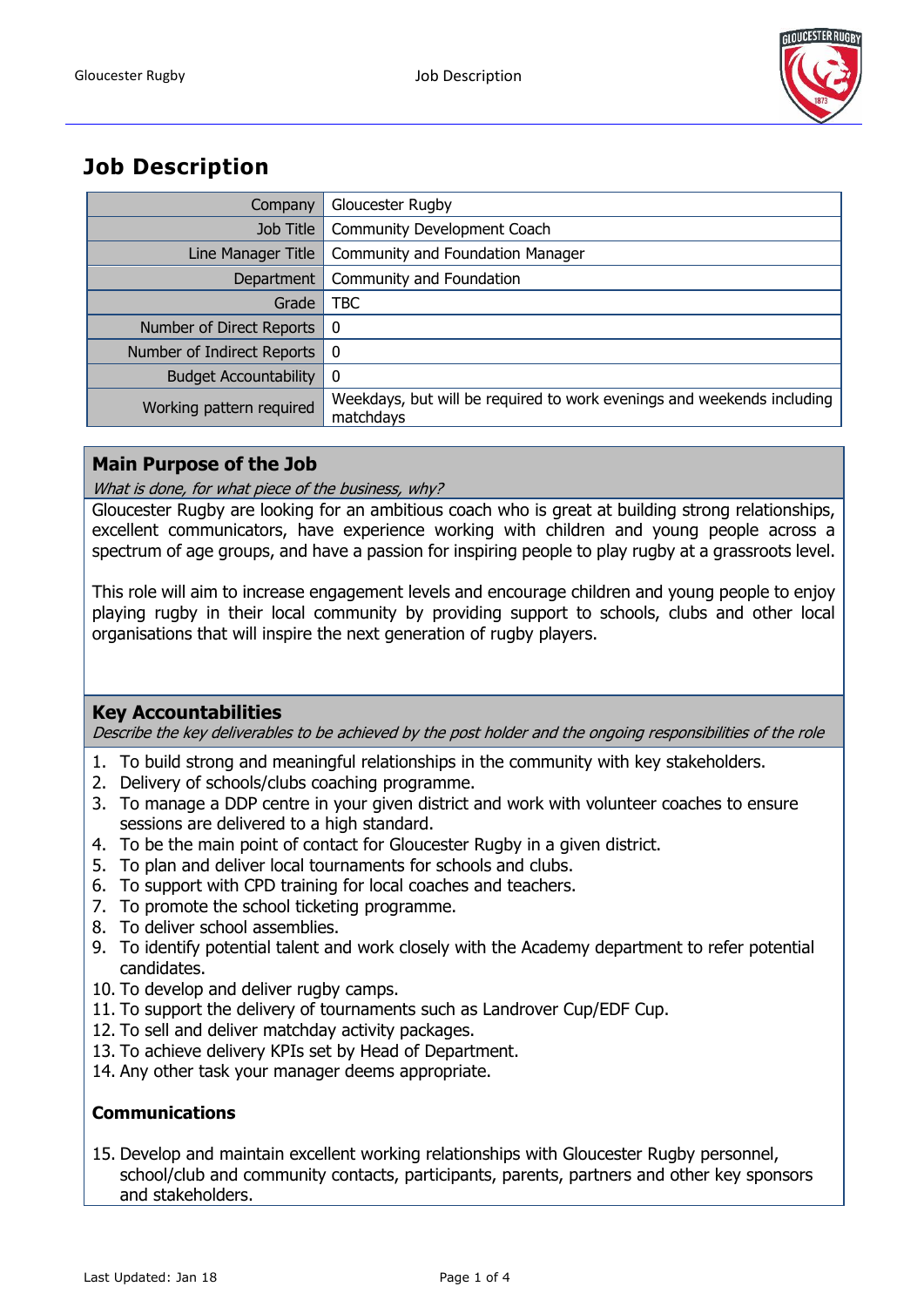# Job Description

| Company | Gloucester Rugby |
|---|---|
| Job Title | Community Development Coach |
| Line Manager Title | Community and Foundation Manager |
| Department | Community and Foundation |
| Grade | TBC |
| Number of Direct Reports | 0 |
| Number of Indirect Reports | 0 |
| Budget Accountability | 0 |
| Working pattern required | Weekdays, but will be required to work evenings and weekends including matchdays |

## Main Purpose of the Job

*What is done, for what piece of the business, why?*

Gloucester Rugby are looking for an ambitious coach who is great at building strong relationships, excellent communicators, have experience working with children and young people across a spectrum of age groups, and have a passion for inspiring people to play rugby at a grassroots level.

This role will aim to increase engagement levels and encourage children and young people to enjoy playing rugby in their local community by providing support to schools, clubs and other local organisations that will inspire the next generation of rugby players.

## Key Accountabilities

*Describe the key deliverables to be achieved by the post holder and the ongoing responsibilities of the role*

1. To build strong and meaningful relationships in the community with key stakeholders.
2. Delivery of schools/clubs coaching programme.
3. To manage a DDP centre in your given district and work with volunteer coaches to ensure sessions are delivered to a high standard.
4. To be the main point of contact for Gloucester Rugby in a given district.
5. To plan and deliver local tournaments for schools and clubs.
6. To support with CPD training for local coaches and teachers.
7. To promote the school ticketing programme.
8. To deliver school assemblies.
9. To identify potential talent and work closely with the Academy department to refer potential candidates.
10. To develop and deliver rugby camps.
11. To support the delivery of tournaments such as Landrover Cup/EDF Cup.
12. To sell and deliver matchday activity packages.
13. To achieve delivery KPIs set by Head of Department.
14. Any other task your manager deems appropriate.

**Communications**

15. Develop and maintain excellent working relationships with Gloucester Rugby personnel, school/club and community contacts, participants, parents, partners and other key sponsors and stakeholders.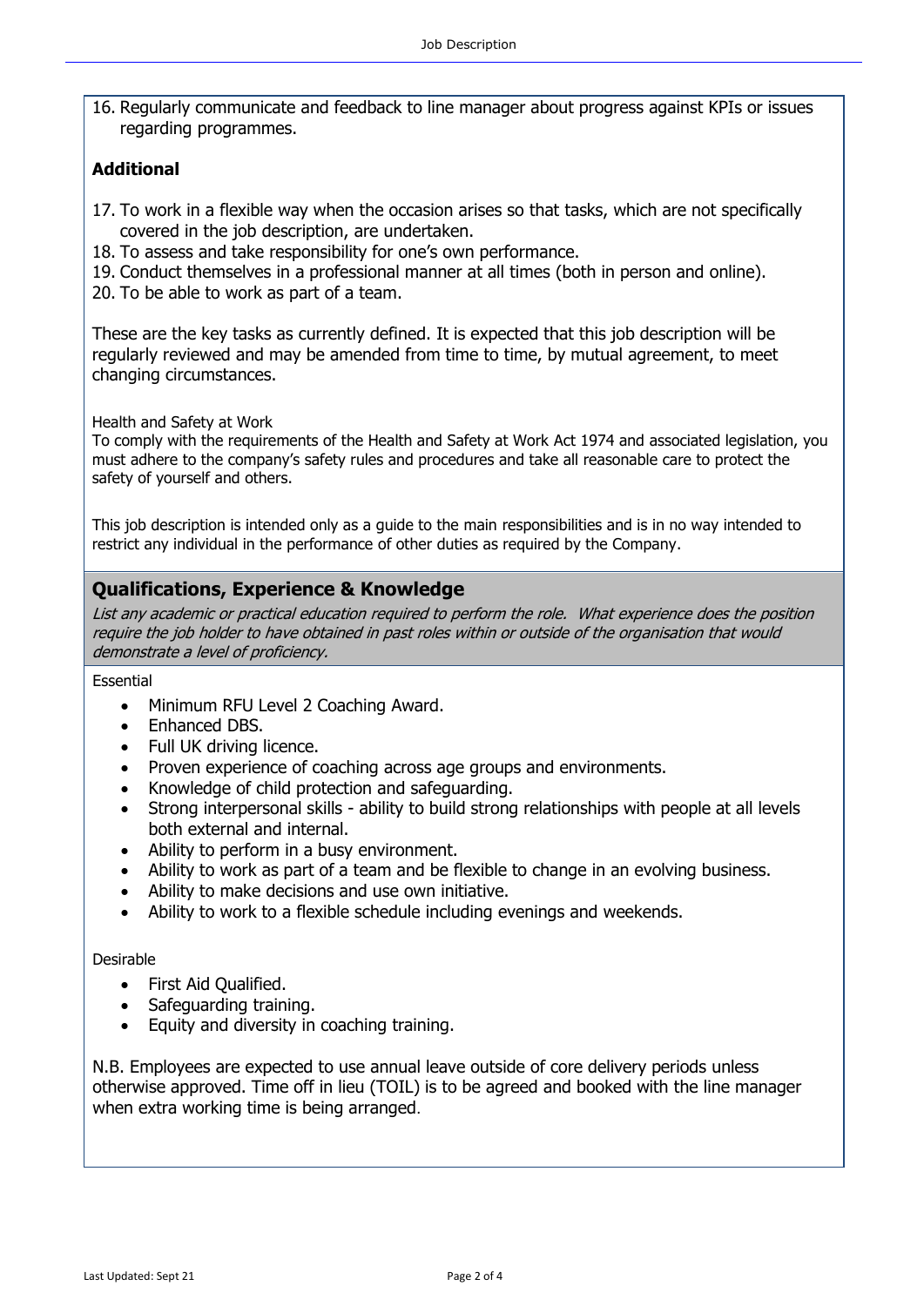16. Regularly communicate and feedback to line manager about progress against KPIs or issues regarding programmes.

### Additional

17. To work in a flexible way when the occasion arises so that tasks, which are not specifically covered in the job description, are undertaken.
18. To assess and take responsibility for one's own performance.
19. Conduct themselves in a professional manner at all times (both in person and online).
20. To be able to work as part of a team.

These are the key tasks as currently defined. It is expected that this job description will be regularly reviewed and may be amended from time to time, by mutual agreement, to meet changing circumstances.

Health and Safety at Work
To comply with the requirements of the Health and Safety at Work Act 1974 and associated legislation, you must adhere to the company's safety rules and procedures and take all reasonable care to protect the safety of yourself and others.

This job description is intended only as a guide to the main responsibilities and is in no way intended to restrict any individual in the performance of other duties as required by the Company.

## Qualifications, Experience & Knowledge

*List any academic or practical education required to perform the role. What experience does the position require the job holder to have obtained in past roles within or outside of the organisation that would demonstrate a level of proficiency.*

Essential

- Minimum RFU Level 2 Coaching Award.
- Enhanced DBS.
- Full UK driving licence.
- Proven experience of coaching across age groups and environments.
- Knowledge of child protection and safeguarding.
- Strong interpersonal skills - ability to build strong relationships with people at all levels both external and internal.
- Ability to perform in a busy environment.
- Ability to work as part of a team and be flexible to change in an evolving business.
- Ability to make decisions and use own initiative.
- Ability to work to a flexible schedule including evenings and weekends.

Desirable

- First Aid Qualified.
- Safeguarding training.
- Equity and diversity in coaching training.

N.B. Employees are expected to use annual leave outside of core delivery periods unless otherwise approved. Time off in lieu (TOIL) is to be agreed and booked with the line manager when extra working time is being arranged.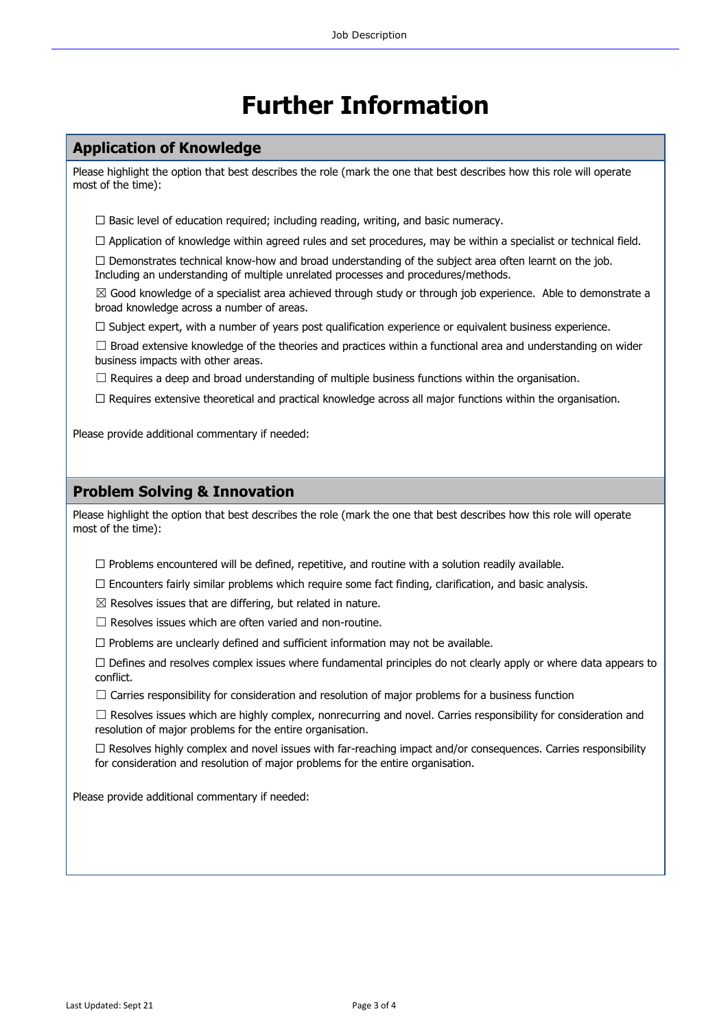# Further Information

## Application of Knowledge

Please highlight the option that best describes the role (mark the one that best describes how this role will operate most of the time):

- ☐ Basic level of education required; including reading, writing, and basic numeracy.
- ☐ Application of knowledge within agreed rules and set procedures, may be within a specialist or technical field.
- ☐ Demonstrates technical know-how and broad understanding of the subject area often learnt on the job. Including an understanding of multiple unrelated processes and procedures/methods.
- ☒ Good knowledge of a specialist area achieved through study or through job experience. Able to demonstrate a broad knowledge across a number of areas.
- ☐ Subject expert, with a number of years post qualification experience or equivalent business experience.
- ☐ Broad extensive knowledge of the theories and practices within a functional area and understanding on wider business impacts with other areas.
- ☐ Requires a deep and broad understanding of multiple business functions within the organisation.
- ☐ Requires extensive theoretical and practical knowledge across all major functions within the organisation.

Please provide additional commentary if needed:

## Problem Solving & Innovation

Please highlight the option that best describes the role (mark the one that best describes how this role will operate most of the time):

- ☐ Problems encountered will be defined, repetitive, and routine with a solution readily available.
- ☐ Encounters fairly similar problems which require some fact finding, clarification, and basic analysis.
- ☒ Resolves issues that are differing, but related in nature.
- ☐ Resolves issues which are often varied and non-routine.
- ☐ Problems are unclearly defined and sufficient information may not be available.
- ☐ Defines and resolves complex issues where fundamental principles do not clearly apply or where data appears to conflict.
- ☐ Carries responsibility for consideration and resolution of major problems for a business function
- ☐ Resolves issues which are highly complex, nonrecurring and novel. Carries responsibility for consideration and resolution of major problems for the entire organisation.
- ☐ Resolves highly complex and novel issues with far-reaching impact and/or consequences. Carries responsibility for consideration and resolution of major problems for the entire organisation.

Please provide additional commentary if needed: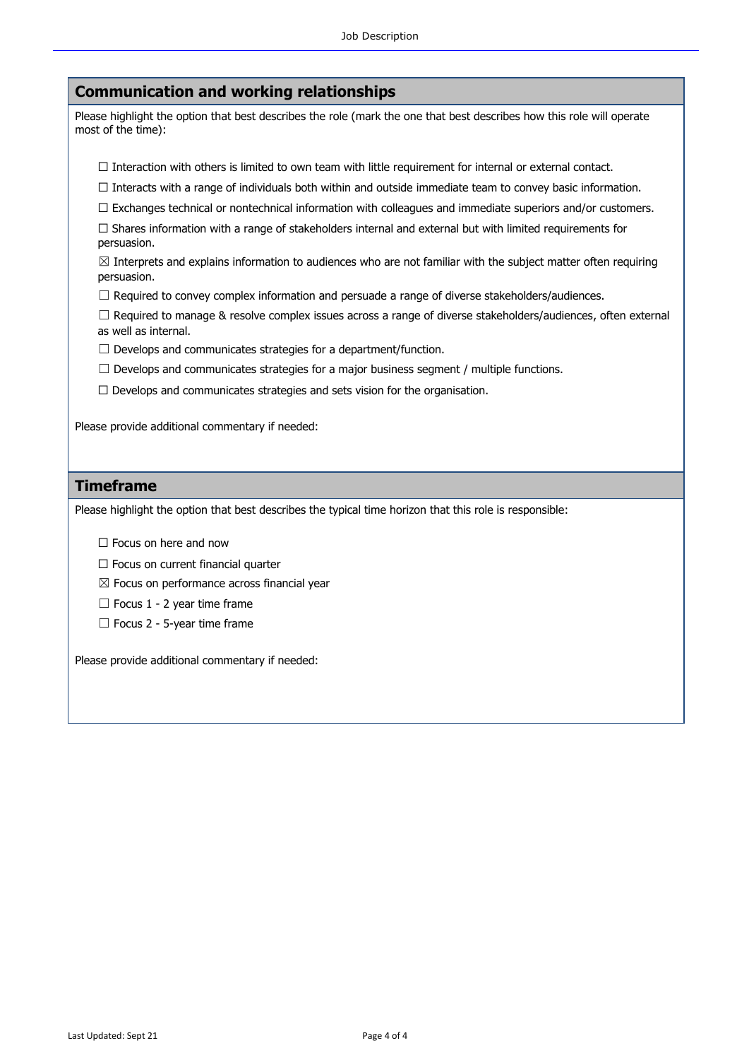## Communication and working relationships

Please highlight the option that best describes the role (mark the one that best describes how this role will operate most of the time):

☐ Interaction with others is limited to own team with little requirement for internal or external contact.

☐ Interacts with a range of individuals both within and outside immediate team to convey basic information.

☐ Exchanges technical or nontechnical information with colleagues and immediate superiors and/or customers.

☐ Shares information with a range of stakeholders internal and external but with limited requirements for persuasion.

☒ Interprets and explains information to audiences who are not familiar with the subject matter often requiring persuasion.

☐ Required to convey complex information and persuade a range of diverse stakeholders/audiences.

☐ Required to manage & resolve complex issues across a range of diverse stakeholders/audiences, often external as well as internal.

☐ Develops and communicates strategies for a department/function.

☐ Develops and communicates strategies for a major business segment / multiple functions.

☐ Develops and communicates strategies and sets vision for the organisation.

Please provide additional commentary if needed:

## Timeframe

Please highlight the option that best describes the typical time horizon that this role is responsible:

☐ Focus on here and now

☐ Focus on current financial quarter

☒ Focus on performance across financial year

☐ Focus 1 - 2 year time frame

☐ Focus 2 - 5-year time frame

Please provide additional commentary if needed: